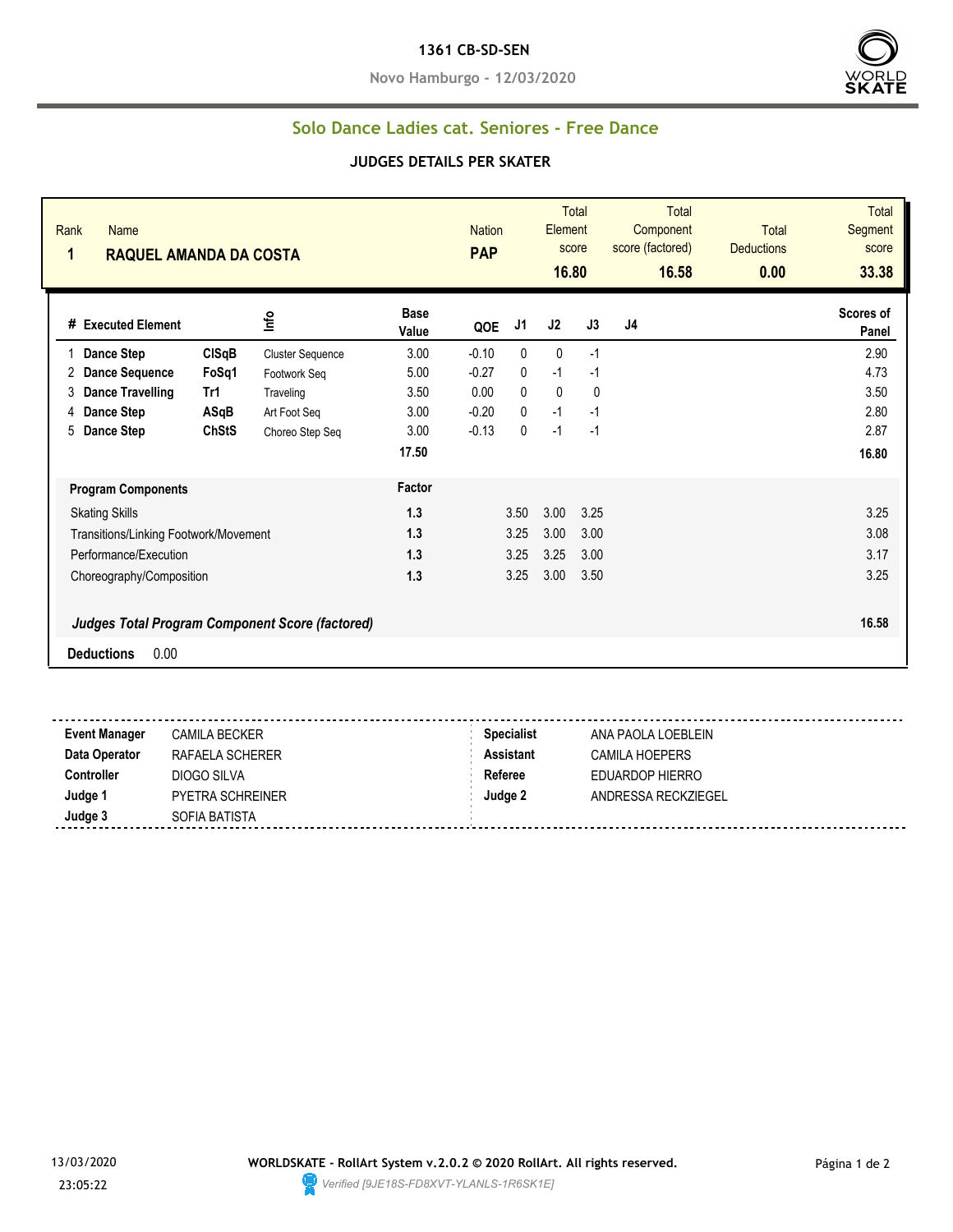**1361 CB-SD-SEN**

**Novo Hamburgo - 12/03/2020**

## Solo Dance Ladies cat. Seniores - Free Dance

### JUDGES DETAILS PER SKATER

| Rank | Name | Nation | Total Element score | Total Component score (factored) | Total Deductions | Total Segment score |
|---|---|---|---|---|---|---|
| 1 | RAQUEL AMANDA DA COSTA | PAP | 16.80 | 16.58 | 0.00 | 33.38 |

| # | Executed Element | | Info | Base Value | QOE | J1 | J2 | J3 | J4 | Scores of Panel |
|---|---|---|---|---|---|---|---|---|---|---|
| 1 | Dance Step | ClSqB | Cluster Sequence | 3.00 | -0.10 | 0 | 0 | -1 | | 2.90 |
| 2 | Dance Sequence | FoSq1 | Footwork Seq | 5.00 | -0.27 | 0 | -1 | -1 | | 4.73 |
| 3 | Dance Travelling | Tr1 | Traveling | 3.50 | 0.00 | 0 | 0 | 0 | | 3.50 |
| 4 | Dance Step | ASqB | Art Foot Seq | 3.00 | -0.20 | 0 | -1 | -1 | | 2.80 |
| 5 | Dance Step | ChStS | Choreo Step Seq | 3.00 | -0.13 | 0 | -1 | -1 | | 2.87 |
| | | | | 17.50 | | | | | | 16.80 |

| Program Components | Factor | J1 | J2 | J3 | J4 | |
|---|---|---|---|---|---|---|
| Skating Skills | 1.3 | 3.50 | 3.00 | 3.25 | | 3.25 |
| Transitions/Linking Footwork/Movement | 1.3 | 3.25 | 3.00 | 3.00 | | 3.08 |
| Performance/Execution | 1.3 | 3.25 | 3.25 | 3.00 | | 3.17 |
| Choreography/Composition | 1.3 | 3.25 | 3.00 | 3.50 | | 3.25 |

***Judges Total Program Component Score (factored)*** 16.58

**Deductions** 0.00

| | | | |
|---|---|---|---|
| **Event Manager** | CAMILA BECKER | **Specialist** | ANA PAOLA LOEBLEIN |
| **Data Operator** | RAFAELA SCHERER | **Assistant** | CAMILA HOEPERS |
| **Controller** | DIOGO SILVA | **Referee** | EDUARDOP HIERRO |
| **Judge 1** | PYETRA SCHREINER | **Judge 2** | ANDRESSA RECKZIEGEL |
| **Judge 3** | SOFIA BATISTA | | |

13/03/2020 23:05:22

**WORLDSKATE - RollArt System v.2.0.2 © 2020 RollArt. All rights reserved.**

*Verified [9JE18S-FD8XVT-YLANLS-1R6SK1E]*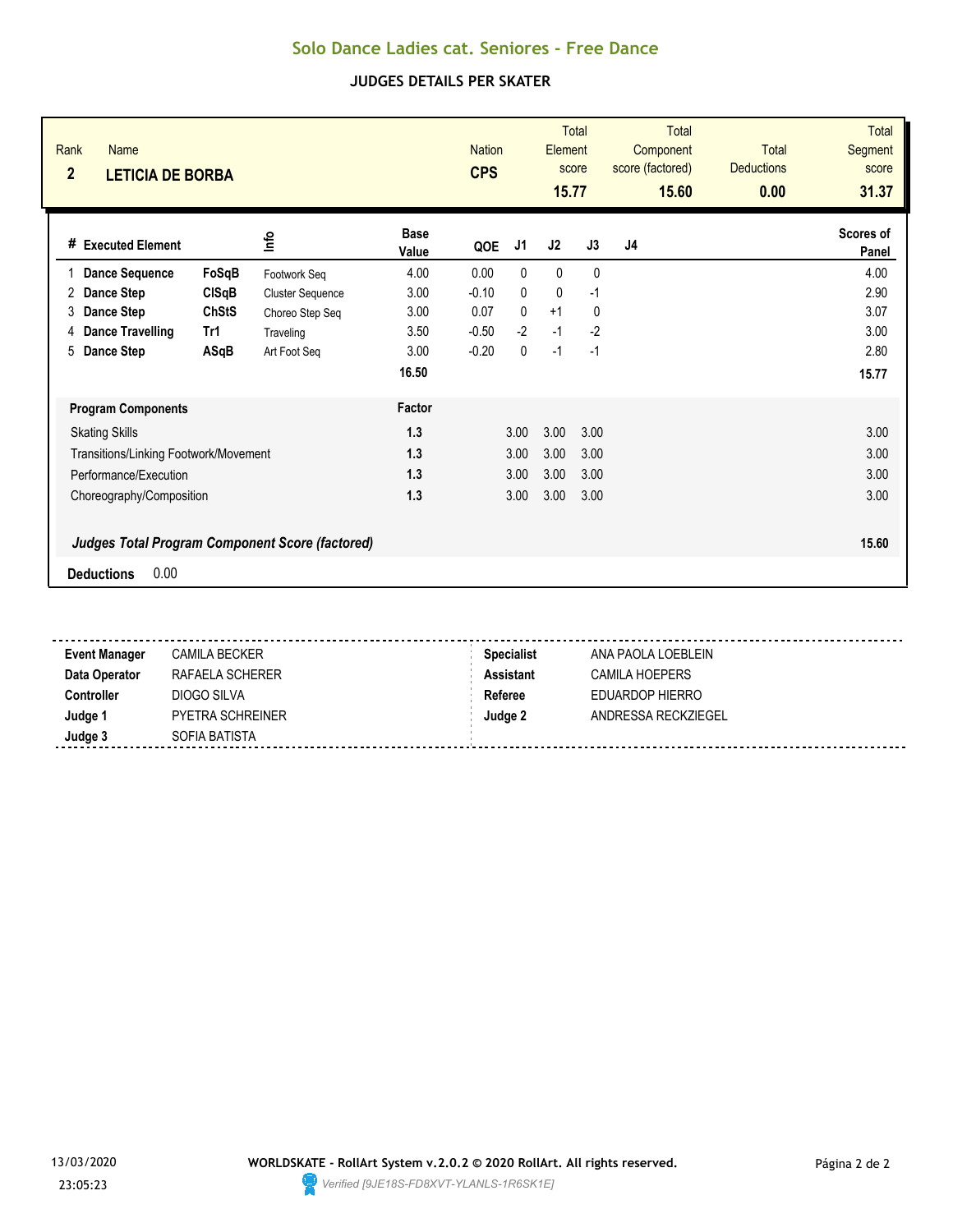## Solo Dance Ladies cat. Seniores - Free Dance

### JUDGES DETAILS PER SKATER

| Rank | Name | Nation | Total Element score | Total Component score (factored) | Total Deductions | Total Segment score |
|---|---|---|---|---|---|---|
| 2 | **LETICIA DE BORBA** | **CPS** | **15.77** | **15.60** | **0.00** | **31.37** |

| # | Executed Element | | Info | Base Value | QOE | J1 | J2 | J3 | J4 | Scores of Panel |
|---|---|---|---|---|---|---|---|---|---|---|
| 1 | **Dance Sequence** | **FoSqB** | Footwork Seq | 4.00 | 0.00 | 0 | 0 | 0 | | 4.00 |
| 2 | **Dance Step** | **ClSqB** | Cluster Sequence | 3.00 | -0.10 | 0 | 0 | -1 | | 2.90 |
| 3 | **Dance Step** | **ChStS** | Choreo Step Seq | 3.00 | 0.07 | 0 | +1 | 0 | | 3.07 |
| 4 | **Dance Travelling** | **Tr1** | Traveling | 3.50 | -0.50 | -2 | -1 | -2 | | 3.00 |
| 5 | **Dance Step** | **ASqB** | Art Foot Seq | 3.00 | -0.20 | 0 | -1 | -1 | | 2.80 |
| | | | | **16.50** | | | | | | **15.77** |

| Program Components | Factor | J1 | J2 | J3 | J4 | |
|---|---|---|---|---|---|---|
| Skating Skills | **1.3** | 3.00 | 3.00 | 3.00 | | 3.00 |
| Transitions/Linking Footwork/Movement | **1.3** | 3.00 | 3.00 | 3.00 | | 3.00 |
| Performance/Execution | **1.3** | 3.00 | 3.00 | 3.00 | | 3.00 |
| Choreography/Composition | **1.3** | 3.00 | 3.00 | 3.00 | | 3.00 |
| ***Judges Total Program Component Score (factored)*** | | | | | | **15.60** |

**Deductions** 0.00

| | | | |
|---|---|---|---|
| **Event Manager** | CAMILA BECKER | **Specialist** | ANA PAOLA LOEBLEIN |
| **Data Operator** | RAFAELA SCHERER | **Assistant** | CAMILA HOEPERS |
| **Controller** | DIOGO SILVA | **Referee** | EDUARDOP HIERRO |
| **Judge 1** | PYETRA SCHREINER | **Judge 2** | ANDRESSA RECKZIEGEL |
| **Judge 3** | SOFIA BATISTA | | |

13/03/2020
23:05:23

**WORLDSKATE - RollArt System v.2.0.2 © 2020 RollArt. All rights reserved.**

*Verified [9JE18S-FD8XVT-YLANLS-1R6SK1E]*